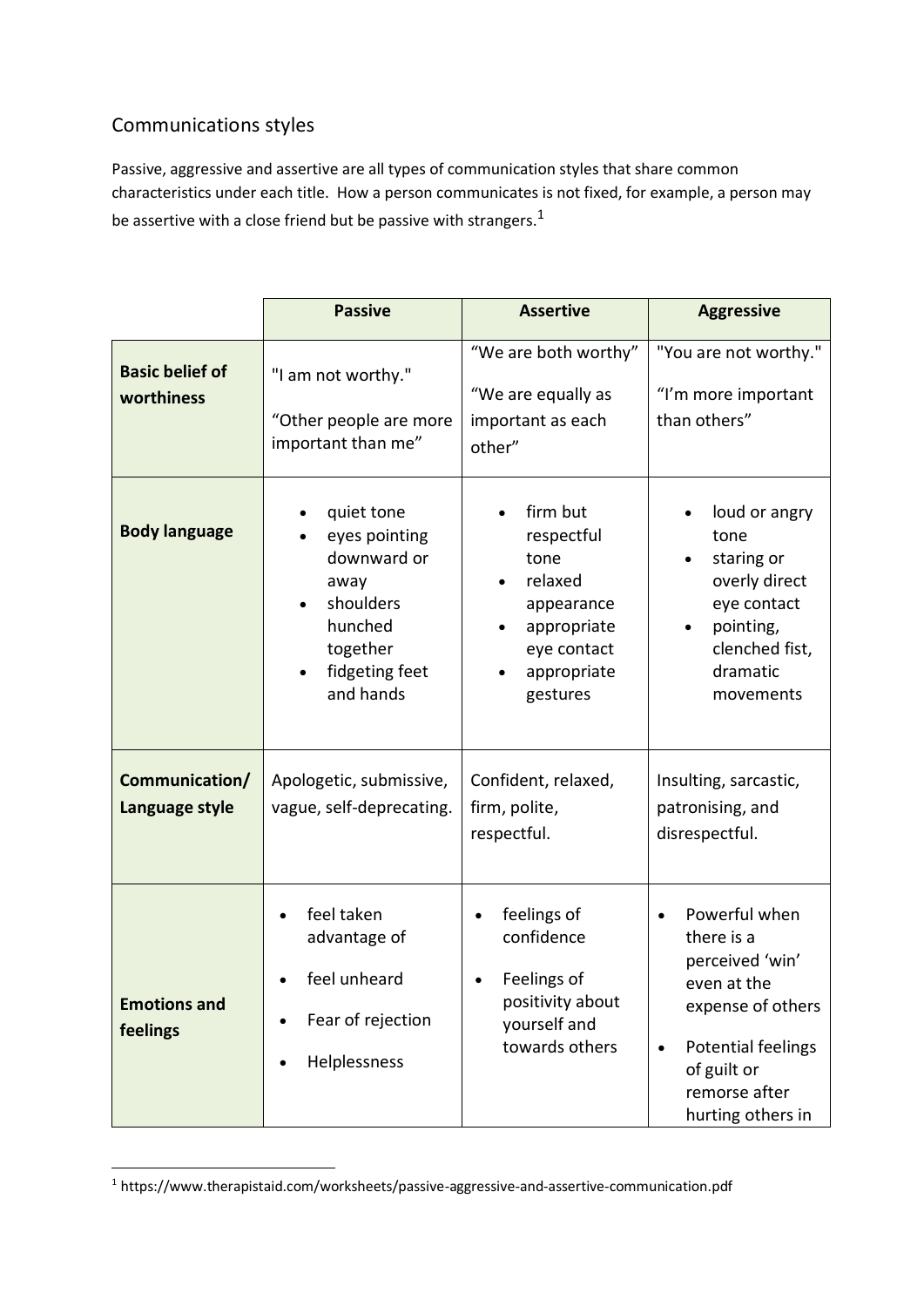# Communications styles

Passive, aggressive and assertive are all types of communication styles that share common characteristics under each title. How a person communicates is not fixed, for example, a person may be assertive with a close friend but be passive with strangers.[1]

| | Passive | Assertive | Aggressive |
|---|---|---|---|
| **Basic belief of worthiness** | "I am not worthy."<br>"Other people are more important than me" | "We are both worthy"<br>"We are equally as important as each other" | "You are not worthy."<br>"I'm more important than others" |
| **Body language** | • quiet tone<br>• eyes pointing downward or away<br>• shoulders hunched together<br>• fidgeting feet and hands | • firm but respectful tone<br>• relaxed appearance<br>• appropriate eye contact<br>• appropriate gestures | • loud or angry tone<br>• staring or overly direct eye contact<br>• pointing, clenched fist, dramatic movements |
| **Communication/ Language style** | Apologetic, submissive, vague, self-deprecating. | Confident, relaxed, firm, polite, respectful. | Insulting, sarcastic, patronising, and disrespectful. |
| **Emotions and feelings** | • feel taken advantage of<br>• feel unheard<br>• Fear of rejection<br>• Helplessness | • feelings of confidence<br>• Feelings of positivity about yourself and towards others | • Powerful when there is a perceived 'win' even at the expense of others<br>• Potential feelings of guilt or remorse after hurting others in |

[1] https://www.therapistaid.com/worksheets/passive-aggressive-and-assertive-communication.pdf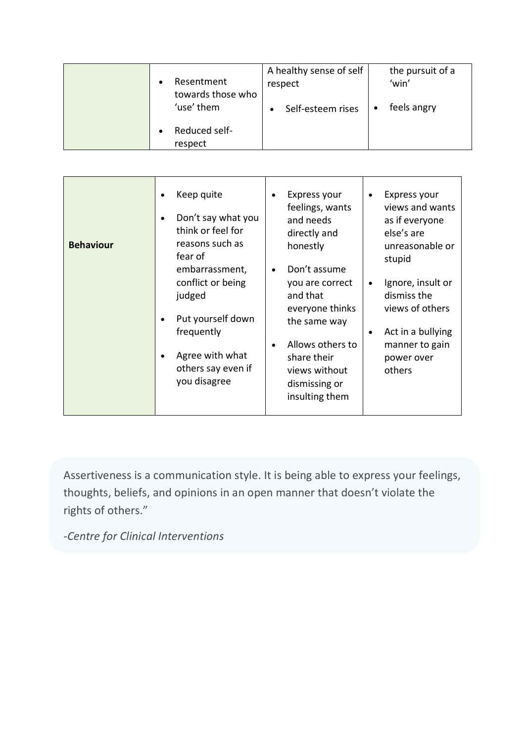|  |  |  |  |
|---|---|---|---|
|  | • Resentment towards those who 'use' them<br>• Reduced self-respect | A healthy sense of self respect<br>• Self-esteem rises | the pursuit of a 'win'<br>• feels angry |

|  |  |  |  |
|---|---|---|---|
| **Behaviour** | • Keep quite<br>• Don't say what you think or feel for reasons such as fear of embarrassment, conflict or being judged<br>• Put yourself down frequently<br>• Agree with what others say even if you disagree | • Express your feelings, wants and needs directly and honestly<br>• Don't assume you are correct and that everyone thinks the same way<br>• Allows others to share their views without dismissing or insulting them | • Express your views and wants as if everyone else's are unreasonable or stupid<br>• Ignore, insult or dismiss the views of others<br>• Act in a bullying manner to gain power over others |

Assertiveness is a communication style. It is being able to express your feelings, thoughts, beliefs, and opinions in an open manner that doesn't violate the rights of others."

*-Centre for Clinical Interventions*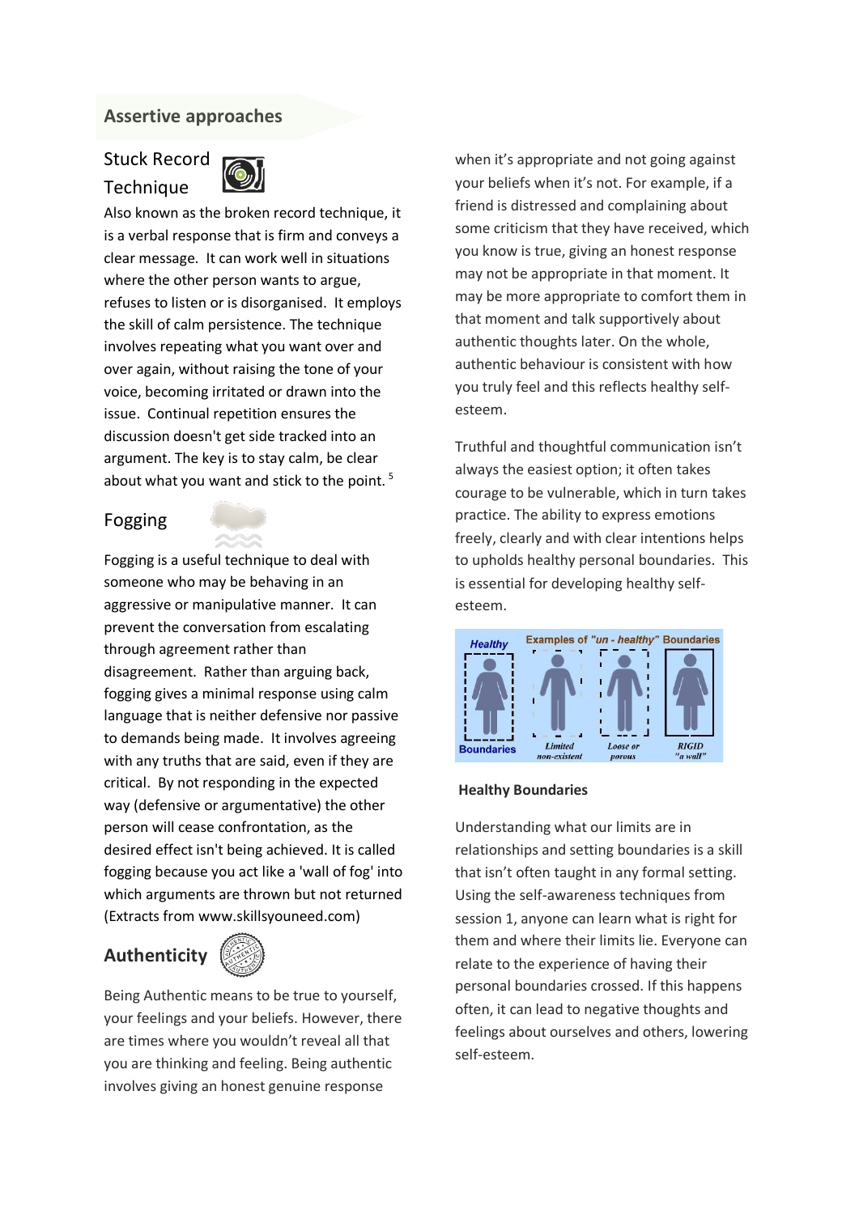## Assertive approaches

### Stuck Record Technique

Also known as the broken record technique, it is a verbal response that is firm and conveys a clear message. It can work well in situations where the other person wants to argue, refuses to listen or is disorganised. It employs the skill of calm persistence. The technique involves repeating what you want over and over again, without raising the tone of your voice, becoming irritated or drawn into the issue. Continual repetition ensures the discussion doesn't get side tracked into an argument. The key is to stay calm, be clear about what you want and stick to the point. [5]

### Fogging

Fogging is a useful technique to deal with someone who may be behaving in an aggressive or manipulative manner. It can prevent the conversation from escalating through agreement rather than disagreement. Rather than arguing back, fogging gives a minimal response using calm language that is neither defensive nor passive to demands being made. It involves agreeing with any truths that are said, even if they are critical. By not responding in the expected way (defensive or argumentative) the other person will cease confrontation, as the desired effect isn't being achieved. It is called fogging because you act like a 'wall of fog' into which arguments are thrown but not returned (Extracts from www.skillsyouneed.com)

### Authenticity

Being Authentic means to be true to yourself, your feelings and your beliefs. However, there are times where you wouldn't reveal all that you are thinking and feeling. Being authentic involves giving an honest genuine response when it's appropriate and not going against your beliefs when it's not. For example, if a friend is distressed and complaining about some criticism that they have received, which you know is true, giving an honest response may not be appropriate in that moment. It may be more appropriate to comfort them in that moment and talk supportively about authentic thoughts later. On the whole, authentic behaviour is consistent with how you truly feel and this reflects healthy self-esteem.

Truthful and thoughtful communication isn't always the easiest option; it often takes courage to be vulnerable, which in turn takes practice. The ability to express emotions freely, clearly and with clear intentions helps to upholds healthy personal boundaries. This is essential for developing healthy self-esteem.

Healthy Boundaries

Examples of "un - healthy" Boundaries

Limited non-existent

Loose or porous

RIGID "a wall"

**Healthy Boundaries**

Understanding what our limits are in relationships and setting boundaries is a skill that isn't often taught in any formal setting. Using the self-awareness techniques from session 1, anyone can learn what is right for them and where their limits lie. Everyone can relate to the experience of having their personal boundaries crossed. If this happens often, it can lead to negative thoughts and feelings about ourselves and others, lowering self-esteem.